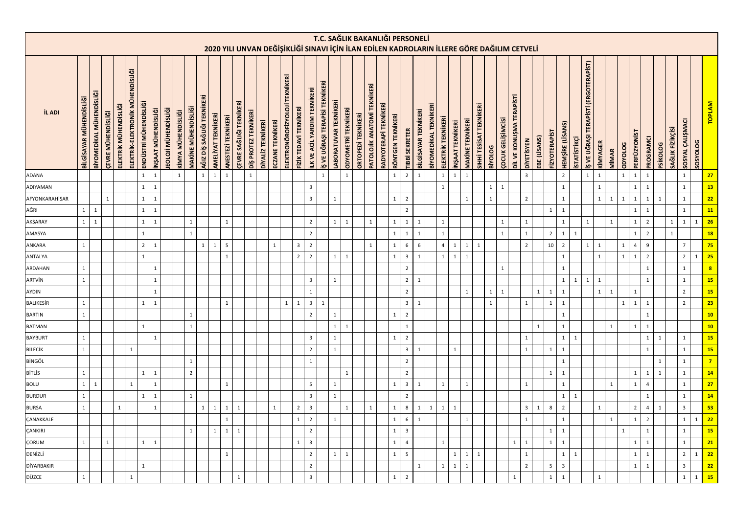# T.C. SAĞLIK BAKANLIĞI PERSONELİ

## 2020 YILI UNVAN DEĞİŞİKLİĞİ SINAVI İÇİN İLAN EDİLEN KADROLARIN İLLERE GÖRE DAĞILIM CETVELİ

| İL ADI | BİLGİSAYAR MÜHENDİSLİĞİ | BİYOMEDİKAL MÜHENDİSLİĞİ | ÇEVRE MÜHENDİSLİĞİ | ELEKTRİK MÜHENDİSLİĞİ | ELEKTRİK-ELEKTRONİK MÜHENDİSLİĞİ | ENDÜSTRİ MÜHENDİSLİĞİ | İNŞAAT MÜHENDİSLİĞİ | JEOLOJİ MÜHENDİSLİĞİ | KİMYA MÜHENDİSLİĞİ | MAKİNE MÜHENDİSLİĞİ | AĞIZ DİŞ SAĞLIĞI TEKNİKERİ | AMELİYAT TEKNİKERİ | ANESTEZİ TEKNİKERİ | ÇEVRE SAĞLIĞI TEKNİKERİ | DİŞ PROTEZ TEKNİKERİ | DİYALİZ TEKNİKERİ | ECZANE TEKNİKERİ | ELEKTRONÖROFİZYOLOJİ TEKNİKERİ | FİZİK TEDAVİ TEKNİKERİ | İLK VE ACİL YARDIM TEKNİKERİ | İŞ VE UĞRAŞI TERAPİSİ TEKNİKERİ | LABORATUVAR TEKNİKERİ | ODYOMETRİ TEKNİKERİ | ORTOPEDİ TEKNİKERİ | PATOLOJİK ANATOMİ TEKNİKERİ | RADYOTERAPİ TEKNİKERİ | RÖNTGEN TEKNİKERİ | TIBBİ SEKRETER | BİLGİSAYAR TEKNİKERİ | BİYOMEDİKAL TEKNİKERİ | ELEKTRİK TEKNİKERİ | İNŞAAT TEKNİKERİ | MAKİNE TEKNİKERİ | SIHHİ TESİSAT TEKNİKERİ | BİYOLOG | ÇOCUK GELİŞİMCİSİ | DİL VE KONUŞMA TERAPİSTİ | DİYETİSYEN | EBE (LİSANS) | FİZYOTERAPİST | HEMŞİRE (LİSANS) | İSTATİSTİKÇİ | İŞ VE UĞRAŞI TERAPİSTİ (ERGOTERAPİST) | KİMYAGER | MİMAR | ODYOLOG | PERFÜZYONİST | PROGRAMCI | PSİKOLOG | SAĞLIK FİZİKÇİSİ | SOSYAL ÇALIŞMACI | SOSYOLOG | TOPLAM |
|---|---|---|---|---|---|---|---|---|---|---|---|---|---|---|---|---|---|---|---|---|---|---|---|---|---|---|---|---|---|---|---|---|---|---|---|---|---|---|---|---|---|---|---|---|---|---|---|---|---|---|---|---|---|
| ADANA | | | | | | 1 | 1 | | 1 | | 1 | 1 | 1 | | 1 | | | | | | 1 | | 1 | | | | 1 | 2 | 1 | | 1 | 1 | 1 | | | | | 3 | | | 2 | | 1 | 1 | | 1 | 1 | 1 | | | 1 | | 27 |
| ADIYAMAN | | | | | | 1 | 1 | | | | | | | | | | | | | 3 | | | | | | | | | | | 1 | | | | 1 | 1 | | | | | 1 | | | 1 | | | 1 | 1 | | | 1 | | 13 |
| AFYONKARAHİSAR | | | 1 | | | 1 | 1 | | | | | | | | | | | | | 3 | | 1 | | | | | 1 | 2 | | | | | 1 | | 1 | | | 2 | | | 1 | | | 1 | 1 | 1 | 1 | 1 | 1 | | 1 | | 22 |
| AĞRI | 1 | 1 | | | | 1 | 1 | | | | | | | | | | | | | | | | | | | | | 2 | | | | | | | | | | | | 1 | 1 | | | | | | 1 | 1 | | | 1 | | 11 |
| AKSARAY | 1 | 1 | | | | 1 | 1 | | | 1 | | | 1 | | | | | | | 2 | | 1 | 1 | | 1 | | 1 | 1 | 1 | | 1 | | | | | 1 | | 1 | | | 1 | | 1 | | 1 | | 1 | 2 | | 1 | 1 | 1 | 26 |
| AMASYA | | | | | | 1 | | | | 1 | | | | | | | | | | 2 | | | | | | | 1 | 1 | 1 | | 1 | | | | | 1 | | 1 | | 2 | 1 | 1 | | | | | 1 | 2 | | 1 | | | 18 |
| ANKARA | 1 | | | | | 2 | 1 | | | | 1 | 1 | 5 | | | | 1 | | 3 | 2 | | | | | 1 | | 1 | 6 | 6 | | 4 | 1 | 1 | 1 | | | | 2 | | 10 | 2 | | 1 | 1 | | 1 | 4 | 9 | | | 7 | | 75 |
| ANTALYA | | | | | | 1 | | | | | | | 1 | | | | | | 2 | 2 | | 1 | 1 | | | | 1 | 3 | 1 | | 1 | 1 | 1 | | | | | | | | 1 | | | 1 | | 1 | 1 | 2 | | | 2 | 1 | 25 |
| ARDAHAN | 1 | | | | | | 1 | | | | | | | | | | | | | | | | | | | | | 2 | | | | | | | | 1 | | | | | 1 | | | | | | | 1 | | | 1 | | 8 |
| ARTVİN | 1 | | | | | | 1 | | | | | | | | | | | | | 3 | | 1 | | | | | | 2 | 1 | | | | | | | | | | | | 1 | 1 | 1 | 1 | | | | 1 | | | 1 | | 15 |
| AYDIN | | | | | | | 1 | | | | | | | | | | | | | 1 | | | | | | | | 2 | | | | | 1 | | 1 | 1 | | | 1 | 1 | 1 | | | 1 | 1 | | 1 | | | | 2 | | 15 |
| BALIKESİR | 1 | | | | | 1 | 1 | | | | | | 1 | | | | | 1 | 1 | 3 | 1 | | | | | | | 3 | 1 | | | | | | 1 | | | 1 | | 1 | 1 | | | | | 1 | 1 | 1 | | | 2 | | 23 |
| BARTIN | 1 | | | | | | | | | 1 | | | | | | | | | | 2 | | 1 | | | | | 1 | 2 | | | | | | | | | | | | | 1 | | | | | | | 1 | | | | | 10 |
| BATMAN | | | | | | 1 | | | | 1 | | | | | | | | | | | | 1 | 1 | | | | | 1 | | | | | | | | | | | 1 | | 1 | | | | 1 | | 1 | 1 | | | | | 10 |
| BAYBURT | 1 | | | | | | 1 | | | | | | | | | | | | | 3 | | 1 | | | | | 1 | 2 | | | | | | | | | | 1 | | | 1 | 1 | | | | | | 1 | 1 | | 1 | | 15 |
| BİLECİK | 1 | | | | 1 | | | | | | | | | | | | | | | 2 | | 1 | | | | | | 3 | 1 | | | 1 | | | | | | 1 | | 1 | 1 | | | | | | | 1 | | | 1 | | 15 |
| BİNGÖL | | | | | | | | | | 1 | | | | | | | | | | 1 | | | | | | | | 2 | | | | | | | | | | | | | 1 | | | | | | | | 1 | | 1 | | 7 |
| BİTLİS | 1 | | | | | 1 | 1 | | | 2 | | | | | | | | | | | | | 1 | | | | | 2 | | | | | | | | | | | | 1 | 1 | | | | | | 1 | 1 | 1 | | 1 | | 14 |
| BOLU | 1 | 1 | | | 1 | | 1 | | | | | | 1 | | | | | | | 5 | | 1 | | | | | 1 | 3 | 1 | | 1 | | 1 | | | | | 1 | | | 1 | | | | 1 | | 1 | 4 | | | 1 | | 27 |
| BURDUR | 1 | | | | | 1 | 1 | | | 1 | | | | | | | | | | 3 | | 1 | | | | | | 2 | | | | | | | | | | | | | 1 | 1 | | | | | | 1 | | | 1 | | 14 |
| BURSA | 1 | | | 1 | | | 1 | | | | 1 | 1 | 1 | 1 | | | 1 | | 2 | 3 | | | 1 | | 1 | | 1 | 8 | 1 | 1 | 1 | 1 | | | | | | 3 | 1 | 8 | 2 | | | 1 | | | 2 | 4 | 1 | | 3 | | 53 |
| ÇANAKKALE | | | | | | | | | | | | | 1 | | | | | | 1 | 2 | | 1 | | | | | 1 | 6 | 1 | | | | 1 | | | | | 1 | | | 1 | | | | 1 | | 1 | 2 | | | 1 | 1 | 22 |
| ÇANKIRI | | | | | | | | | | 1 | | 1 | 1 | 1 | | | | | | 2 | | | | | | | 1 | 3 | | | | | | | | | | | | 1 | 1 | | | | | 1 | | 1 | | | 1 | | 15 |
| ÇORUM | 1 | | 1 | | | 1 | 1 | | | | | | | | | | | | 1 | 3 | | | | | | | 1 | 4 | | | 1 | | | | | | 1 | 1 | | 1 | 1 | | | | | | 1 | 1 | | | 1 | | 21 |
| DENİZLİ | | | | | | | | | | | | | 1 | | | | | | | 2 | | 1 | 1 | | | | 1 | 5 | | | | 1 | 1 | 1 | | | | 1 | | | 1 | 1 | | | | | 1 | 1 | | | 2 | 1 | 22 |
| DİYARBAKIR | | | | | | 1 | | | | | | | | | | | | | | 2 | | | | | | | | | | 1 | 1 | 1 | 1 | | | | | 2 | | 5 | 3 | | | | | | 1 | 1 | | | 3 | | 22 |
| DÜZCE | 1 | | | | 1 | | | | | | | | | 1 | | | | | | 3 | | | | | | | 1 | 2 | | | | | | | | | 1 | | | 1 | 1 | | | 1 | | | | | | | 1 | 1 | 15 |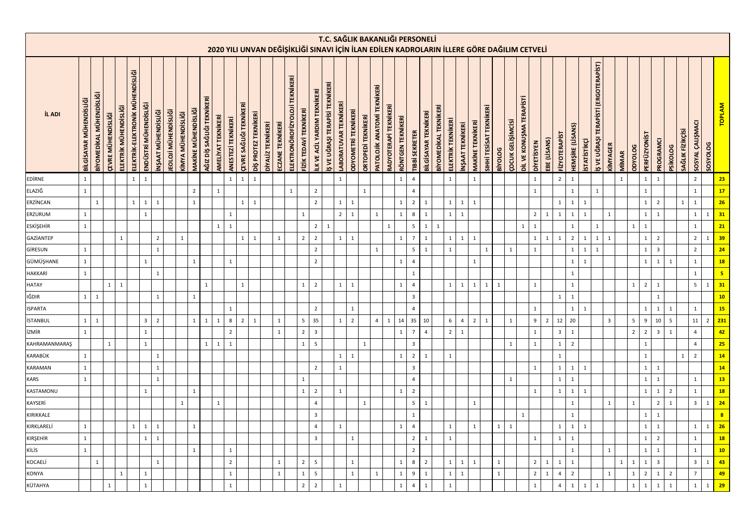# T.C. SAĞLIK BAKANLIĞI PERSONELİ

## 2020 YILI UNVAN DEĞİŞİKLİĞİ SINAVI İÇİN İLAN EDİLEN KADROLARIN İLLERE GÖRE DAĞILIM CETVELİ

| İL ADI | BİLGİSAYAR MÜHENDİSLİĞİ | BİYOMEDİKAL MÜHENDİSLİĞİ | ÇEVRE MÜHENDİSLİĞİ | ELEKTRİK MÜHENDİSLİĞİ | ELEKTRİK-ELEKTRONİK MÜHENDİSLİĞİ | ENDÜSTRİ MÜHENDİSLİĞİ | İNŞAAT MÜHENDİSLİĞİ | JEOLOJİ MÜHENDİSLİĞİ | KİMYA MÜHENDİSLİĞİ | MAKİNE MÜHENDİSLİĞİ | AĞIZ DİŞ SAĞLIĞI TEKNİKERİ | AMELİYAT TEKNİKERİ | ANESTEZİ TEKNİKERİ | ÇEVRE SAĞLIĞI TEKNİKERİ | DİŞ PROTEZ TEKNİKERİ | DİYALİZ TEKNİKERİ | ECZANE TEKNİKERİ | ELEKTRONÖROFİZYOLOJİ TEKNİKERİ | FİZİK TEDAVİ TEKNİKERİ | İLK VE ACİL YARDIM TEKNİKERİ | İŞ VE UĞRAŞI TERAPİSİ TEKNİKERİ | LABORATUVAR TEKNİKERİ | ODYOMETRİ TEKNİKERİ | ORTOPEDİ TEKNİKERİ | PATOLOJİK ANATOMİ TEKNİKERİ | RADYOTERAPİ TEKNİKERİ | RÖNTGEN TEKNİKERİ | TIBBİ SEKRETER | BİLGİSAYAR TEKNİKERİ | BİYOMEDİKAL TEKNİKERİ | ELEKTRİK TEKNİKERİ | İNŞAAT TEKNİKERİ | MAKİNE TEKNİKERİ | SIHHİ TESİSAT TEKNİKERİ | BİYOLOG | ÇOCUK GELİŞİMCİSİ | DİL VE KONUŞMA TERAPİSTİ | DİYETİSYEN | EBE (LİSANS) | FİZYOTERAPİST | HEMŞİRE (LİSANS) | İSTATİSTİKÇİ | İŞ VE UĞRAŞI TERAPİSTİ (ERGOTERAPİST) | KİMYAGER | MİMAR | ODYOLOG | PERFÜZYONİST | PROGRAMCI | PSİKOLOG | SAĞLIK FİZİKÇİSİ | SOSYAL ÇALIŞMACI | SOSYOLOG | TOPLAM |
|---|---|---|---|---|---|---|---|---|---|---|---|---|---|---|---|---|---|---|---|---|---|---|---|---|---|---|---|---|---|---|---|---|---|---|---|---|---|---|---|---|---|---|---|---|---|---|---|---|---|---|---|---|---|
| EDİRNE | 1 | | | | 1 | 1 | | | | | | | 1 | 1 | 1 | | | | | | | 1 | | | | | 1 | 4 | | | 1 | | 1 | | | | | 1 | | 2 | 1 | | | | 1 | | 1 | 1 | | | 2 | | 23 |
| ELAZIĞ | 1 | | | | | | | | | 2 | | 1 | | | | | | 1 | | 2 | | | | 1 | | | | 4 | | | | | | | | | | 1 | | | 1 | | 1 | | | | 1 | | | | 1 | | 17 |
| ERZİNCAN | | 1 | | | 1 | 1 | 1 | | | 1 | | | | 1 | 1 | | | | | 2 | | 1 | 1 | | | | 1 | 2 | 1 | | 1 | 1 | 1 | | | | | | | 1 | 1 | 1 | | | | | 1 | 2 | | 1 | 1 | | 26 |
| ERZURUM | 1 | | | | | 1 | | | | | | | 1 | | | | | | 1 | | | 2 | 1 | | 1 | | 1 | 8 | 1 | | 1 | 1 | | | | | | 2 | 1 | 1 | 1 | 1 | | 1 | | | 1 | 1 | | | 1 | 1 | 31 |
| ESKİŞEHİR | 1 | | | | | | | | | | | 1 | 1 | | | | | | | 2 | 1 | | | | | 1 | | 5 | 1 | 1 | | | | | | | 1 | 1 | | | 1 | | 1 | | | 1 | 1 | | | | 1 | | 21 |
| GAZİANTEP | | | | 1 | | | 2 | | 1 | | | | | 1 | 1 | | 1 | | 2 | 2 | | 1 | 1 | | | | 1 | 7 | 1 | | 1 | 1 | 1 | | | | | 1 | 1 | 1 | 2 | 1 | 1 | 1 | | | 1 | 2 | | | 2 | 1 | 39 |
| GİRESUN | 1 | | | | | | 1 | | | | | | | | | | | | | 2 | | | | | 1 | | | 5 | 1 | | 1 | | | 1 | | 1 | | 1 | | | 1 | 1 | 1 | | | | 1 | 3 | | | 2 | | 24 |
| GÜMÜŞHANE | 1 | | | | | 1 | | | | 1 | | | 1 | | | | | | | 2 | | | | | | | 1 | 4 | | | | | 1 | | | | | | | | 1 | 1 | | | | | 1 | 1 | 1 | | 1 | | 18 |
| HAKKARİ | 1 | | | | | | 1 | | | | | | | | | | | | | | | | | | | | | 1 | | | | | | | | | | | | | 1 | | | | | | | | | | 1 | | 5 |
| HATAY | | | 1 | 1 | | | | | | | 1 | | | 1 | | | | | 1 | 2 | | 1 | 1 | | | | 1 | 4 | | | 1 | 1 | 1 | 1 | 1 | | | 1 | | | 1 | | | | | 1 | 2 | 1 | | | 5 | 1 | 31 |
| IĞDIR | 1 | 1 | | | | | 1 | | | 1 | | | | | | | | | | | | | | | | | | 3 | | | | | | | | | | | | 1 | 1 | | | | | | | 1 | | | | | 10 |
| ISPARTA | | | | | | | | | | | | | 1 | | | | | | | 2 | | | 1 | | | | | 4 | | | | | | | | | | 1 | | | 1 | 1 | | | | | 1 | 1 | 1 | | 1 | | 15 |
| İSTANBUL | 1 | 1 | | | | 3 | 2 | | | 1 | 1 | 1 | 8 | 2 | 1 | | 1 | | 5 | 35 | | 1 | 2 | | 4 | 1 | 14 | 35 | 10 | | 6 | 4 | 2 | 1 | | 1 | | 9 | 2 | 12 | 20 | | | 3 | | 5 | 9 | 10 | 5 | | 11 | 2 | 231 |
| İZMİR | 1 | | | | | 1 | | | | | | | 2 | | | | 1 | | 2 | 3 | | | | | | | 1 | 7 | 4 | | 2 | 1 | | | | | | 1 | | 3 | 1 | | | | | 2 | 2 | 3 | 1 | | 4 | | 42 |
| KAHRAMANMARAŞ | | | 1 | | | 1 | | | | | 1 | 1 | 1 | | | | | | 1 | 5 | | | | 1 | | | | 3 | | | | | | | | 1 | | 1 | | 1 | 2 | | | | | | 1 | | | | 4 | | 25 |
| KARABÜK | 1 | | | | | | 1 | | | | | | | | | | | | | | | 1 | 1 | | | | 1 | 2 | 1 | | 1 | | | | | | | | | 1 | | | | | | | 1 | | | 1 | 2 | | 14 |
| KARAMAN | 1 | | | | | | 1 | | | | | | | | | | | | | 2 | | 1 | | | | | | 3 | | | | | | | | | | 1 | | 1 | 1 | 1 | | | | | 1 | 1 | | | | | 14 |
| KARS | 1 | | | | | | 1 | | | | | | | | | | | | 1 | | | | | | | | | 4 | | | | | | | | 1 | | | | 1 | 1 | | | | | | 1 | 1 | | | 1 | | 13 |
| KASTAMONU | | | | | | 1 | | | | 1 | | | | | | | | | 1 | 2 | | 1 | | | | | 1 | 2 | | | | | | | | | | 1 | | 1 | 1 | 1 | | | | | 1 | 1 | 2 | | 1 | | 18 |
| KAYSERİ | | | | | | | | | 1 | | | 1 | | | | | | | | 4 | | | | 1 | | | | 5 | 1 | | | | 1 | | | | | | | | 1 | | | 1 | | 1 | | 2 | 1 | | 3 | 1 | 24 |
| KIRIKKALE | | | | | | | | | | | | | | | | | | | | 3 | | | | | | | | 1 | | | | | | | | | 1 | | | | 1 | | | | | | 1 | 1 | | | | | 8 |
| KIRKLARELİ | 1 | | | | 1 | 1 | 1 | | | 1 | | | | | | | | | | 4 | | 1 | | | | | 1 | 4 | | | 1 | | 1 | | 1 | 1 | | | | 1 | 1 | 1 | | | | | 1 | 1 | | | 1 | 1 | 26 |
| KIRŞEHİR | 1 | | | | | 1 | 1 | | | | | | | | | | | | | 3 | | | 1 | | | | | 2 | 1 | | 1 | | | | | | | 1 | | 1 | 1 | | | | | | 1 | 2 | | | 1 | | 18 |
| KİLİS | 1 | | | | | | | | | 1 | | | 1 | | | | | | | | | | | | | | | 2 | | | | | | | | | | | | | 1 | | | 1 | | | 1 | 1 | | | 1 | | 10 |
| KOCAELİ | | 1 | | | | | 1 | | | | | | 2 | | | | 1 | | 2 | 5 | | | 1 | | | | 1 | 8 | 2 | | 1 | 1 | 1 | | 1 | | | 2 | 1 | 1 | 1 | | | | 1 | 1 | 1 | 3 | | | 3 | 1 | 43 |
| KONYA | | | | 1 | | 1 | | | | | | | 1 | | | | 1 | | 1 | 5 | | | 1 | | 1 | | 1 | 9 | 1 | | 1 | 1 | | | 1 | | | 2 | 1 | 4 | 2 | | | 1 | | 1 | 2 | 1 | 2 | | 7 | | 49 |
| KÜTAHYA | | | 1 | | | 1 | | | | | | | 1 | | | | | | 2 | 2 | | 1 | | | | | 1 | 4 | 1 | | 1 | | | | | | | 1 | | 4 | 1 | 1 | 1 | | | 1 | 1 | 1 | 1 | | 1 | 1 | 29 |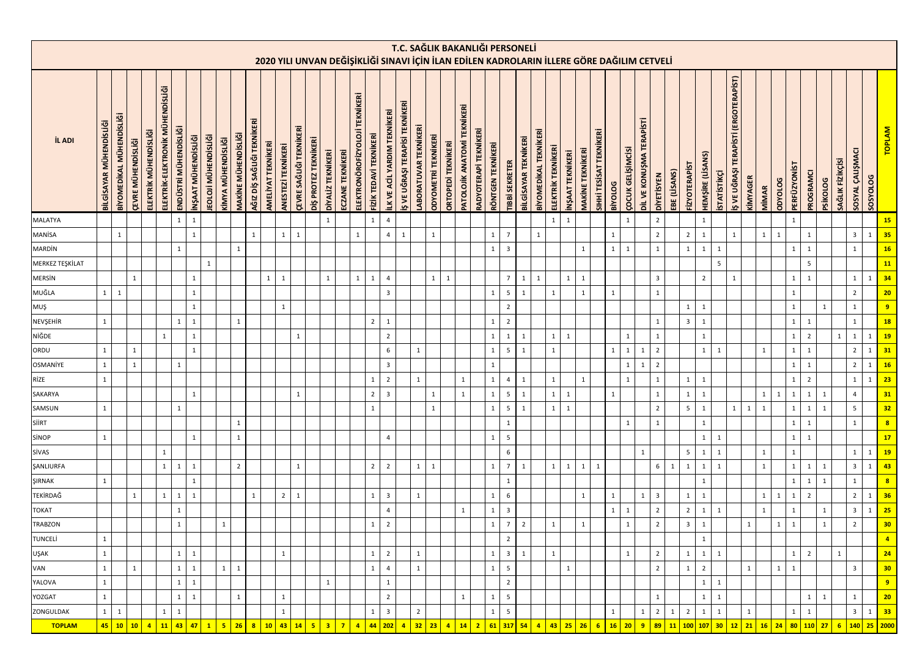# T.C. SAĞLIK BAKANLIĞI PERSONELİ

## 2020 YILI UNVAN DEĞİŞİKLİĞİ SINAVI İÇİN İLAN EDİLEN KADROLARIN İLLERE GÖRE DAĞILIM CETVELİ

| İL ADI | BİLGİSAYAR MÜHENDİSLİĞİ | BİYOMEDİKAL MÜHENDİSLİĞİ | ÇEVRE MÜHENDİSLİĞİ | ELEKTRİK MÜHENDİSLİĞİ | ELEKTRİK-ELEKTRONİK MÜHENDİSLİĞİ | ENDÜSTRİ MÜHENDİSLİĞİ | İNŞAAT MÜHENDİSLİĞİ | JEOLOJİ MÜHENDİSLİĞİ | KİMYA MÜHENDİSLİĞİ | MAKİNE MÜHENDİSLİĞİ | AĞIZ DİŞ SAĞLIĞI TEKNİKERİ | AMELİYAT TEKNİKERİ | ANESTEZİ TEKNİKERİ | ÇEVRE SAĞLIĞI TEKNİKERİ | DİŞ PROTEZ TEKNİKERİ | DİYALİZ TEKNİKERİ | ECZANE TEKNİKERİ | ELEKTRONÖROFİZYOLOJİ TEKNİKERİ | FİZİK TEDAVİ TEKNİKERİ | İLK VE ACİL YARDIM TEKNİKERİ | İŞ VE UĞRAŞI TERAPİSİ TEKNİKERİ | LABORATUVAR TEKNİKERİ | ODYOMETRİ TEKNİKERİ | ORTOPEDİ TEKNİKERİ | PATOLOJİK ANATOMİ TEKNİKERİ | RADYOTERAPİ TEKNİKERİ | RÖNTGEN TEKNİKERİ | TIBBİ SEKRETER | BİLGİSAYAR TEKNİKERİ | BİYOMEDİKAL TEKNİKERİ | ELEKTRİK TEKNİKERİ | İNŞAAT TEKNİKERİ | MAKİNE TEKNİKERİ | SIHHİ TESİSAT TEKNİKERİ | BİYOLOG | ÇOCUK GELİŞİMCİSİ | DİL VE KONUŞMA TERAPİSTİ | DİYETİSYEN | EBE (LİSANS) | FİZYOTERAPİST | HEMŞİRE (LİSANS) | İSTATİSTİKÇİ | İŞ VE UĞRAŞI TERAPİSTİ (ERGOTERAPİST) | KİMYAGER | MİMAR | ODYOLOG | PERFÜZYONİST | PROGRAMCI | PSİKOLOG | SAĞLIK FİZİKÇİSİ | SOSYAL ÇALIŞMACI | SOSYOLOG | TOPLAM |
|---|---|---|---|---|---|---|---|---|---|---|---|---|---|---|---|---|---|---|---|---|---|---|---|---|---|---|---|---|---|---|---|---|---|---|---|---|---|---|---|---|---|---|---|---|---|---|---|---|---|---|---|---|---|
| MALATYA | | | | | | 1 | 1 | | | | | | | | | 1 | | | 1 | 4 | | | | | | | | | | | 1 | 1 | | | | 1 | | 2 | | | 1 | | | | | | 1 | | | | | | 15 |
| MANİSA | | 1 | | | | | 1 | | | | 1 | | 1 | 1 | | | | 1 | | 4 | 1 | | 1 | | | | 1 | 7 | | 1 | | | | | 1 | | | 2 | | 2 | 1 | | 1 | | 1 | 1 | | 1 | | | 3 | 1 | 35 |
| MARDİN | | | | | | 1 | | | | 1 | | | | | | | | | | | | | | | | | 1 | 3 | | | | | 1 | | 1 | 1 | | 1 | | 1 | 1 | 1 | | | | | 1 | 1 | | | 1 | | 16 |
| MERKEZ TEŞKİLAT | | | | | | | | 1 | | | | | | | | | | | | | | | | | | | | | | | | | | | | | | | | | | 5 | | | | | | 5 | | | | | 11 |
| MERSİN | | | 1 | | | | 1 | | | | | 1 | 1 | | | 1 | | 1 | 1 | 4 | | | 1 | 1 | | | | 7 | 1 | 1 | | 1 | 1 | | | | | 3 | | | 2 | | 1 | | | | 1 | 1 | | | 1 | 1 | 34 |
| MUĞLA | 1 | 1 | | | | | 1 | | | | | | | | | | | | | 3 | | | | | | | 1 | 5 | 1 | | 1 | | 1 | | 1 | | | 1 | | | | | | | | | 1 | | | | 2 | | 20 |
| MUŞ | | | | | | | 1 | | | | | | 1 | | | | | | | | | | | | | | | 2 | | | | | | | | | | | | 1 | 1 | | | | | | 1 | | 1 | | 1 | | 9 |
| NEVŞEHİR | 1 | | | | | 1 | 1 | | | 1 | | | | | | | | | 2 | 1 | | | | | | | 1 | 2 | | | | | | | | | | 1 | | 3 | 1 | | | | | | 1 | 1 | | | 1 | | 18 |
| NİĞDE | | | | | 1 | | 1 | | | | | | | 1 | | | | | | 2 | | | | | | | 1 | 1 | 1 | | 1 | 1 | | | | 1 | | 1 | | | 1 | | | | | | 1 | 2 | | 1 | 1 | 1 | 19 |
| ORDU | 1 | | 1 | | | | 1 | | | | | | | | | | | | | 6 | | 1 | | | | | 1 | 5 | 1 | | 1 | | | | 1 | 1 | 1 | 2 | | | 1 | 1 | | | 1 | | 1 | 1 | | | 2 | 1 | 31 |
| OSMANİYE | 1 | | 1 | | | 1 | | | | | | | | | | | | | | 3 | | | | | | | 1 | | | | | | | | | 1 | 1 | 2 | | | | | | | | | 1 | 1 | | | 2 | 1 | 16 |
| RİZE | 1 | | | | | | | | | | | | | | | | | | 1 | 2 | | 1 | | | 1 | | 1 | 4 | 1 | | 1 | | 1 | | | 1 | | 1 | | 1 | 1 | | | | | | 1 | 2 | | | 1 | 1 | 23 |
| SAKARYA | | | | | | | 1 | | | | | | | 1 | | | | | 2 | 3 | | | 1 | | 1 | | 1 | 5 | 1 | | 1 | 1 | | | 1 | | | 1 | | 1 | 1 | | | | 1 | 1 | 1 | 1 | 1 | | 4 | | 31 |
| SAMSUN | 1 | | | | | 1 | | | | | | | | | | | | | 1 | | | | 1 | | | | 1 | 5 | 1 | | 1 | 1 | | | | | | 2 | | 5 | 1 | | 1 | 1 | 1 | | 1 | 1 | 1 | | 5 | | 32 |
| SİİRT | | | | | | | | | | 1 | | | | | | | | | | | | | | | | | | 1 | | | | | | | | 1 | | 1 | | | 1 | | | | | | 1 | 1 | | | 1 | | 8 |
| SİNOP | 1 | | | | | | 1 | | | 1 | | | | | | | | | | 4 | | | | | | | 1 | 5 | | | | | | | | | | | | | 1 | 1 | | | | | 1 | 1 | | | | | 17 |
| SİVAS | | | | | 1 | | | | | | | | | | | | | | | | | | | | | | | 6 | | | | | | | | | 1 | | | 5 | 1 | 1 | | | 1 | | 1 | | | | 1 | 1 | 19 |
| ŞANLIURFA | | | | | 1 | 1 | 1 | | | 2 | | | | 1 | | | | | 2 | 2 | | 1 | 1 | | | | 1 | 7 | 1 | | 1 | 1 | 1 | 1 | | | | 6 | 1 | 1 | 1 | 1 | | | 1 | | 1 | 1 | 1 | | 3 | 1 | 43 |
| ŞIRNAK | 1 | | | | | | 1 | | | | | | | | | | | | | | | | | | | | | 1 | | | | | | | | | | | | | 1 | | | | | | 1 | 1 | 1 | | 1 | | 8 |
| TEKİRDAĞ | | | 1 | | 1 | 1 | 1 | | | | 1 | | 2 | 1 | | | | | 1 | 3 | | 1 | | | | | 1 | 6 | | | | | 1 | | 1 | | 1 | 3 | | 1 | 1 | | | | 1 | 1 | 1 | 2 | | | 2 | 1 | 36 |
| TOKAT | | | | | | 1 | | | | | | | | | | | | | | 4 | | | | | 1 | | 1 | 3 | | | | | | | 1 | 1 | | 2 | | 2 | 1 | 1 | | | 1 | | 1 | | 1 | | 3 | 1 | 25 |
| TRABZON | | | | | | 1 | | | 1 | | | | | | | | | | 1 | 2 | | | | | | | 1 | 7 | 2 | | 1 | | 1 | | | 1 | | 2 | | 3 | 1 | | | 1 | | 1 | 1 | | 1 | | 2 | | 30 |
| TUNCELİ | 1 | | | | | | | | | | | | | | | | | | | | | | | | | | | 2 | | | | | | | | | | | | | 1 | | | | | | | | | | | | 4 |
| UŞAK | 1 | | | | | 1 | 1 | | | | | | 1 | | | | | | 1 | 2 | | 1 | | | | | 1 | 3 | 1 | | 1 | | | | | 1 | | 2 | | 1 | 1 | 1 | | | | | 1 | 2 | | 1 | | | 24 |
| VAN | 1 | | 1 | | | 1 | 1 | | 1 | 1 | | | | | | | | | 1 | 4 | | 1 | | | | | 1 | 5 | | | | 1 | | | | | | 2 | | 1 | 2 | | | 1 | | 1 | 1 | | | | 3 | | 30 |
| YALOVA | 1 | | | | | 1 | 1 | | | | | | | | | 1 | | | | 1 | | | | | | | | 2 | | | | | | | | | | | | | 1 | 1 | | | | | | | | | | | 9 |
| YOZGAT | 1 | | | | | 1 | 1 | | | 1 | | | 1 | | | | | | | 2 | | | | | 1 | | 1 | 5 | | | | | | | | | | 1 | | | 1 | 1 | | | | | | 1 | 1 | | 1 | | 20 |
| ZONGULDAK | 1 | 1 | | | 1 | 1 | | | | | | | 1 | | | | | | 1 | 3 | | 2 | | | | | 1 | 5 | | | | | | | 1 | | 1 | 2 | 1 | 2 | 1 | 1 | | 1 | | | 1 | 1 | | | 3 | 1 | 33 |
| **TOPLAM** | **45** | **10** | **10** | **4** | **11** | **43** | **47** | **1** | **5** | **26** | **8** | **10** | **43** | **14** | **5** | **3** | **7** | **4** | **44** | **202** | **4** | **32** | **23** | **4** | **14** | **2** | **61** | **317** | **54** | **4** | **43** | **25** | **26** | **6** | **16** | **20** | **9** | **89** | **11** | **100** | **107** | **30** | **12** | **21** | **16** | **24** | **80** | **110** | **27** | **6** | **140** | **25** | **2000** |